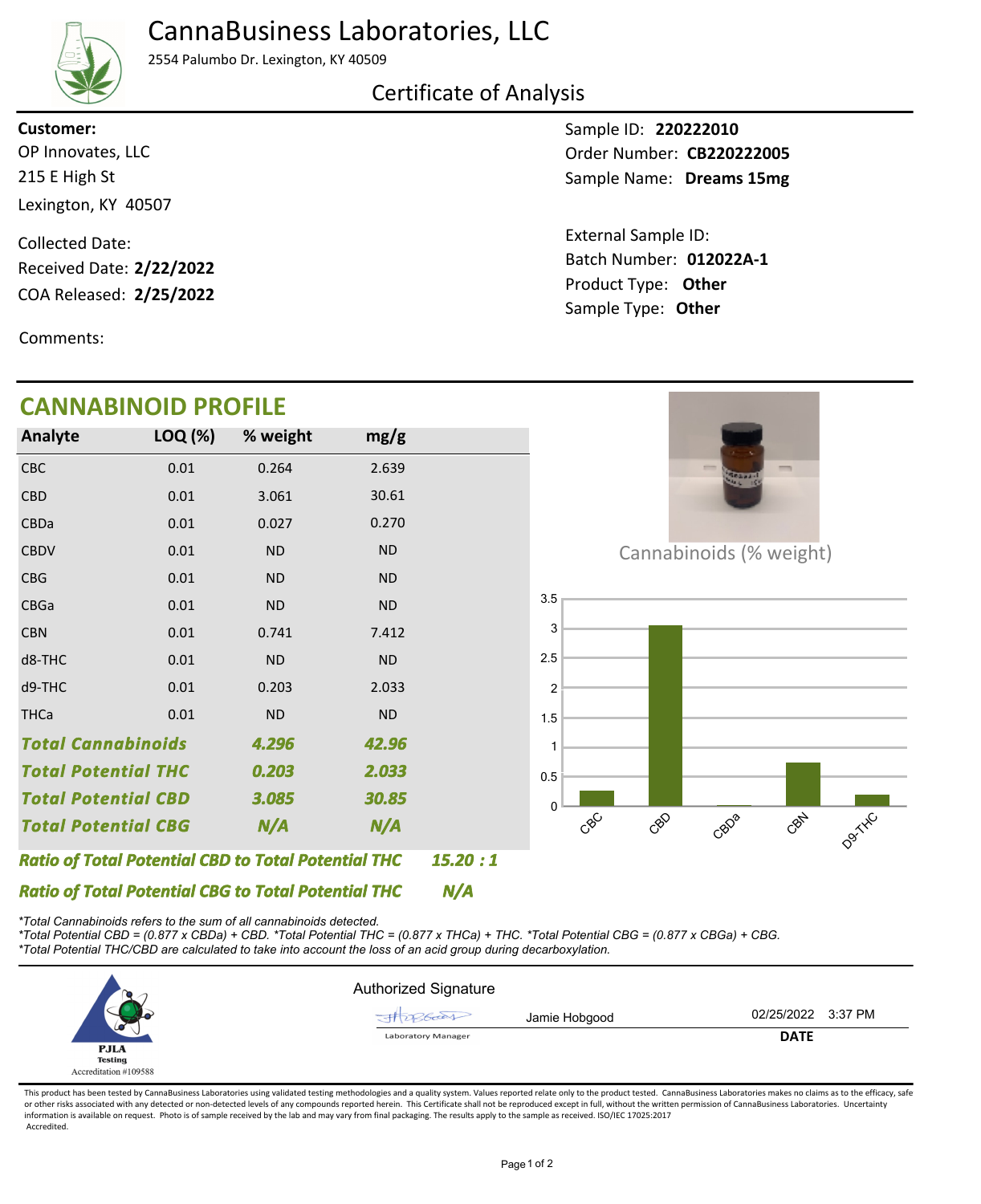# CannaBusiness Laboratories, LLC

2554 Palumbo Dr. Lexington, KY 40509

## Certificate of Analysis

**Customer:**
OP Innovates, LLC
215 E High St
Lexington, KY 40507

Collected Date:
Received Date: **2/22/2022**
COA Released: **2/25/2022**

Comments:

Sample ID: **220222010**
Order Number: **CB220222005**
Sample Name: **Dreams 15mg**

External Sample ID:
Batch Number: **012022A-1**
Product Type: **Other**
Sample Type: **Other**

## CANNABINOID PROFILE

| Analyte | LOQ (%) | % weight | mg/g |
|---|---|---|---|
| CBC | 0.01 | 0.264 | 2.639 |
| CBD | 0.01 | 3.061 | 30.61 |
| CBDa | 0.01 | 0.027 | 0.270 |
| CBDV | 0.01 | ND | ND |
| CBG | 0.01 | ND | ND |
| CBGa | 0.01 | ND | ND |
| CBN | 0.01 | 0.741 | 7.412 |
| d8-THC | 0.01 | ND | ND |
| d9-THC | 0.01 | 0.203 | 2.033 |
| THCa | 0.01 | ND | ND |
| ***Total Cannabinoids*** | | ***4.296*** | ***42.96*** |
| ***Total Potential THC*** | | ***0.203*** | ***2.033*** |
| ***Total Potential CBD*** | | ***3.085*** | ***30.85*** |
| ***Total Potential CBG*** | | ***N/A*** | ***N/A*** |

***Ratio of Total Potential CBD to Total Potential THC*** ***15.20 : 1***

***Ratio of Total Potential CBG to Total Potential THC*** ***N/A***

Cannabinoids (% weight)

| | CBC | CBD | CBDa | CBN | D9-THC |
|---|---|---|---|---|---|
| % weight | 0.264 | 3.061 | 0.027 | 0.741 | 0.203 |

*\*Total Cannabinoids refers to the sum of all cannabinoids detected.*
*\*Total Potential CBD = (0.877 x CBDa) + CBD. \*Total Potential THC = (0.877 x THCa) + THC. \*Total Potential CBG = (0.877 x CBGa) + CBG.*
*\*Total Potential THC/CBD are calculated to take into account the loss of an acid group during decarboxylation.*

PJLA Testing
Accreditation #109588

Authorized Signature

Jamie Hobgood — Laboratory Manager — 02/25/2022 3:37 PM

**DATE**

This product has been tested by CannaBusiness Laboratories using validated testing methodologies and a quality system. Values reported relate only to the product tested. CannaBusiness Laboratories makes no claims as to the efficacy, safe or other risks associated with any detected or non-detected levels of any compounds reported herein. This Certificate shall not be reproduced except in full, without the written permission of CannaBusiness Laboratories. Uncertainty information is available on request. Photo is of sample received by the lab and may vary from final packaging. The results apply to the sample as received. ISO/IEC 17025:2017 Accredited.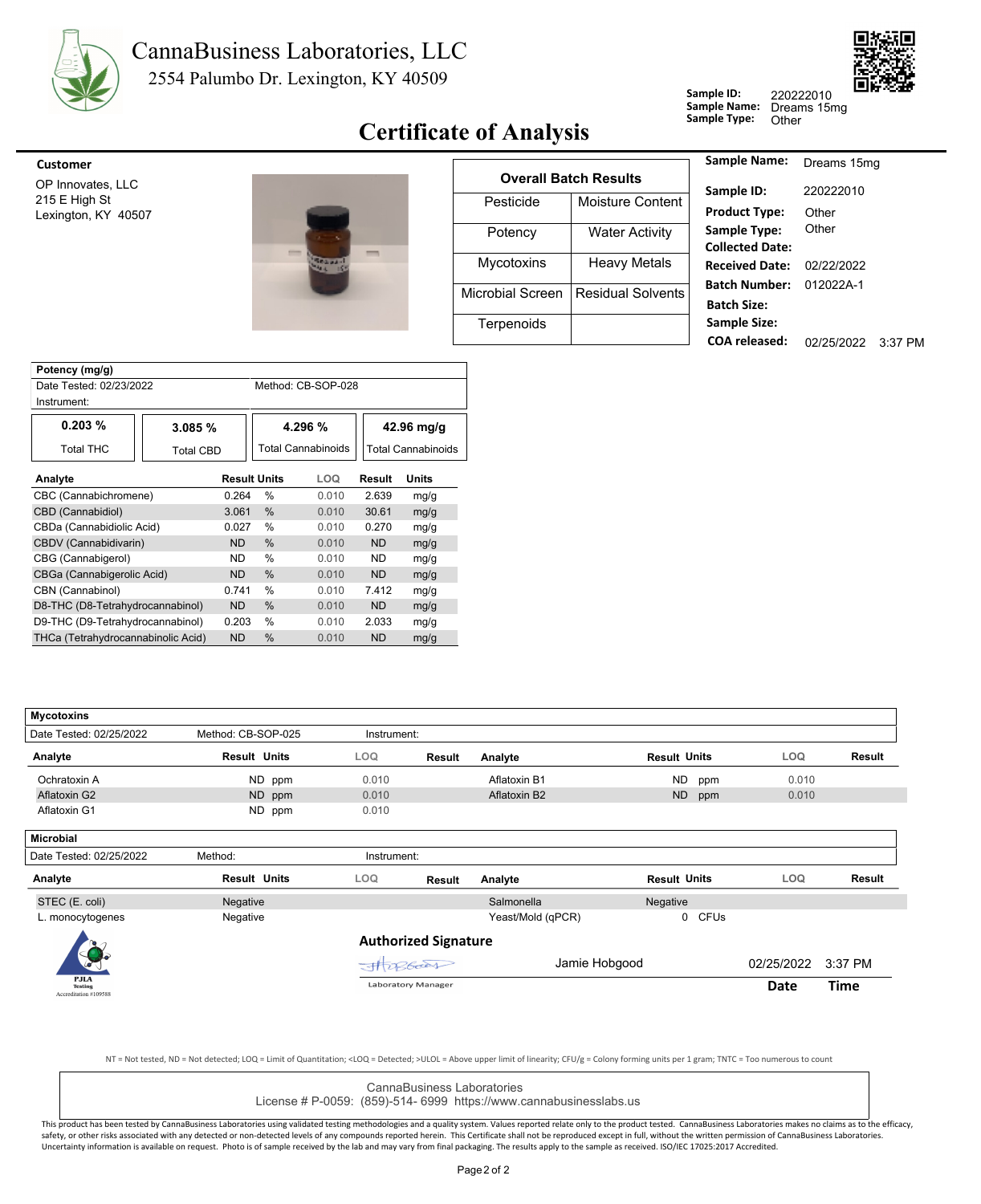# CannaBusiness Laboratories, LLC

2554 Palumbo Dr. Lexington, KY 40509

**Sample ID:** 220222010
**Sample Name:** Dreams 15mg
**Sample Type:** Other

## Certificate of Analysis

**Customer**

OP Innovates, LLC
215 E High St
Lexington, KY 40507

| Overall Batch Results | |
|---|---|
| Pesticide | Moisture Content |
| Potency | Water Activity |
| Mycotoxins | Heavy Metals |
| Microbial Screen | Residual Solvents |
| Terpenoids | |

| | |
|---|---|
| **Sample Name:** | Dreams 15mg |
| **Sample ID:** | 220222010 |
| **Product Type:** | Other |
| **Sample Type:** | Other |
| **Collected Date:** | |
| **Received Date:** | 02/22/2022 |
| **Batch Number:** | 012022A-1 |
| **Batch Size:** | |
| **Sample Size:** | |
| **COA released:** | 02/25/2022 3:37 PM |

### Potency (mg/g)

Date Tested: 02/23/2022 Method: CB-SOP-028
Instrument:

| 0.203 % | 3.085 % | 4.296 % | 42.96 mg/g |
|---|---|---|---|
| Total THC | Total CBD | Total Cannabinoids | Total Cannabinoids |

| Analyte | Result | Units | LOQ | Result | Units |
|---|---|---|---|---|---|
| CBC (Cannabichromene) | 0.264 | % | 0.010 | 2.639 | mg/g |
| CBD (Cannabidiol) | 3.061 | % | 0.010 | 30.61 | mg/g |
| CBDa (Cannabidiolic Acid) | 0.027 | % | 0.010 | 0.270 | mg/g |
| CBDV (Cannabidivarin) | ND | % | 0.010 | ND | mg/g |
| CBG (Cannabigerol) | ND | % | 0.010 | ND | mg/g |
| CBGa (Cannabigerolic Acid) | ND | % | 0.010 | ND | mg/g |
| CBN (Cannabinol) | 0.741 | % | 0.010 | 7.412 | mg/g |
| D8-THC (D8-Tetrahydrocannabinol) | ND | % | 0.010 | ND | mg/g |
| D9-THC (D9-Tetrahydrocannabinol) | 0.203 | % | 0.010 | 2.033 | mg/g |
| THCa (Tetrahydrocannabinolic Acid) | ND | % | 0.010 | ND | mg/g |

### Mycotoxins

Date Tested: 02/25/2022 Method: CB-SOP-025 Instrument:

| Analyte | Result | Units | LOQ | Result | Analyte | Result | Units | LOQ | Result |
|---|---|---|---|---|---|---|---|---|---|
| Ochratoxin A | ND | ppm | 0.010 | | Aflatoxin B1 | ND | ppm | 0.010 | |
| Aflatoxin G2 | ND | ppm | 0.010 | | Aflatoxin B2 | ND | ppm | 0.010 | |
| Aflatoxin G1 | ND | ppm | 0.010 | | | | | | |

### Microbial

Date Tested: 02/25/2022 Method: Instrument:

| Analyte | Result | Units | LOQ | Result | Analyte | Result | Units | LOQ | Result |
|---|---|---|---|---|---|---|---|---|---|
| STEC (E. coli) | Negative | | | | Salmonella | Negative | | | |
| L. monocytogenes | Negative | | | | Yeast/Mold (qPCR) | 0 | CFUs | | |

PJLA Testing Accreditation #109588

**Authorized Signature**

Jamie Hobgood 02/25/2022 3:37 PM
Laboratory Manager **Date** **Time**

NT = Not tested, ND = Not detected; LOQ = Limit of Quantitation; <LOQ = Detected; >ULOL = Above upper limit of linearity; CFU/g = Colony forming units per 1 gram; TNTC = Too numerous to count

CannaBusiness Laboratories
License # P-0059: (859)-514- 6999 https://www.cannabusinesslabs.us

This product has been tested by CannaBusiness Laboratories using validated testing methodologies and a quality system. Values reported relate only to the product tested. CannaBusiness Laboratories makes no claims as to the efficacy, safety, or other risks associated with any detected or non-detected levels of any compounds reported herein. This Certificate shall not be reproduced except in full, without the written permission of CannaBusiness Laboratories. Uncertainty information is available on request. Photo is of sample received by the lab and may vary from final packaging. The results apply to the sample as received. ISO/IEC 17025:2017 Accredited.